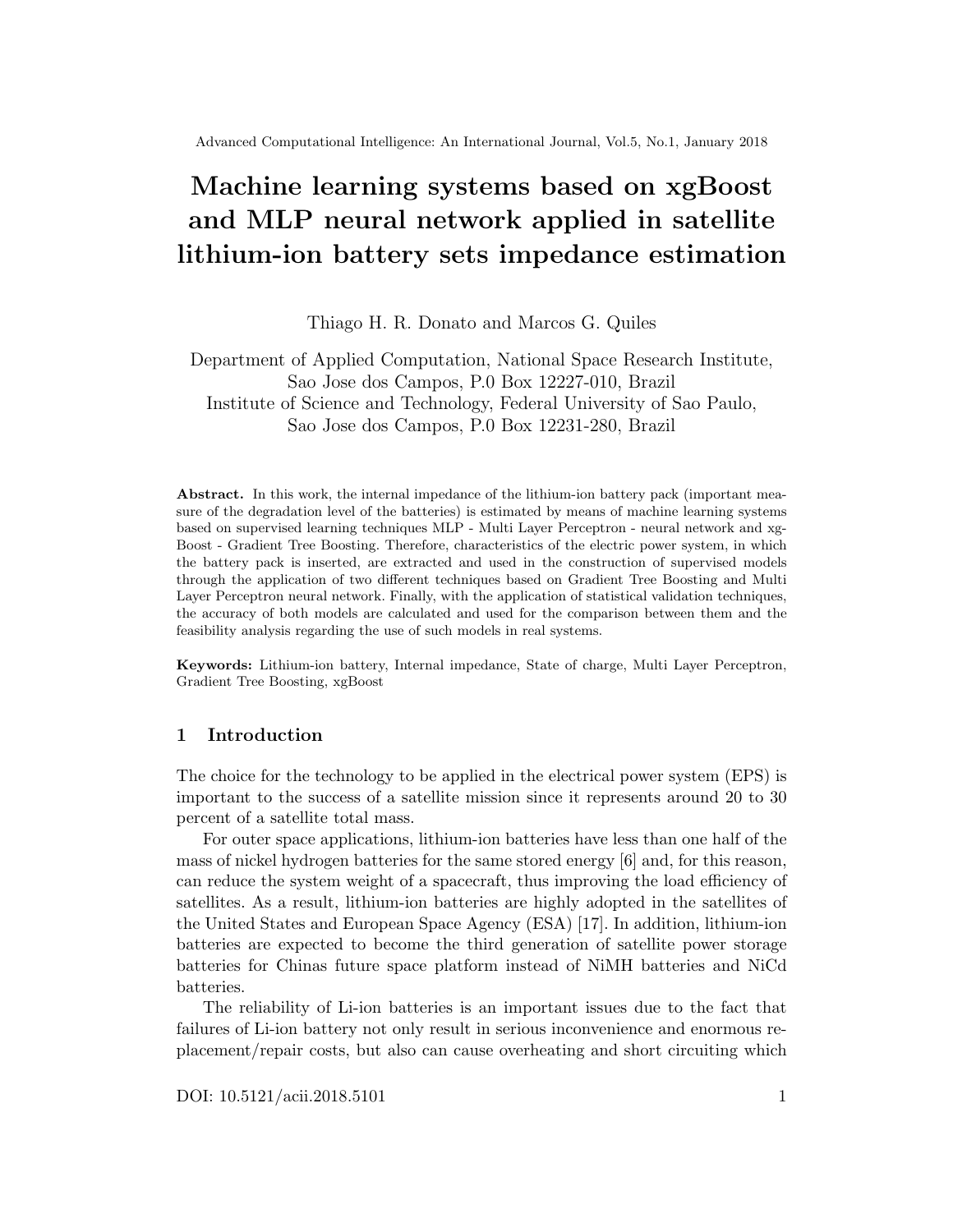# Machine learning systems based on xgBoost and MLP neural network applied in satellite lithium-ion battery sets impedance estimation

Thiago H. R. Donato and Marcos G. Quiles

Department of Applied Computation, National Space Research Institute,
Sao Jose dos Campos, P.0 Box 12227-010, Brazil
Institute of Science and Technology, Federal University of Sao Paulo,
Sao Jose dos Campos, P.0 Box 12231-280, Brazil

**Abstract.** In this work, the internal impedance of the lithium-ion battery pack (important measure of the degradation level of the batteries) is estimated by means of machine learning systems based on supervised learning techniques MLP - Multi Layer Perceptron - neural network and xgBoost - Gradient Tree Boosting. Therefore, characteristics of the electric power system, in which the battery pack is inserted, are extracted and used in the construction of supervised models through the application of two different techniques based on Gradient Tree Boosting and Multi Layer Perceptron neural network. Finally, with the application of statistical validation techniques, the accuracy of both models are calculated and used for the comparison between them and the feasibility analysis regarding the use of such models in real systems.

**Keywords:** Lithium-ion battery, Internal impedance, State of charge, Multi Layer Perceptron, Gradient Tree Boosting, xgBoost

## 1 Introduction

The choice for the technology to be applied in the electrical power system (EPS) is important to the success of a satellite mission since it represents around 20 to 30 percent of a satellite total mass.

For outer space applications, lithium-ion batteries have less than one half of the mass of nickel hydrogen batteries for the same stored energy [6] and, for this reason, can reduce the system weight of a spacecraft, thus improving the load efficiency of satellites. As a result, lithium-ion batteries are highly adopted in the satellites of the United States and European Space Agency (ESA) [17]. In addition, lithium-ion batteries are expected to become the third generation of satellite power storage batteries for Chinas future space platform instead of NiMH batteries and NiCd batteries.

The reliability of Li-ion batteries is an important issues due to the fact that failures of Li-ion battery not only result in serious inconvenience and enormous replacement/repair costs, but also can cause overheating and short circuiting which

DOI: 10.5121/acii.2018.5101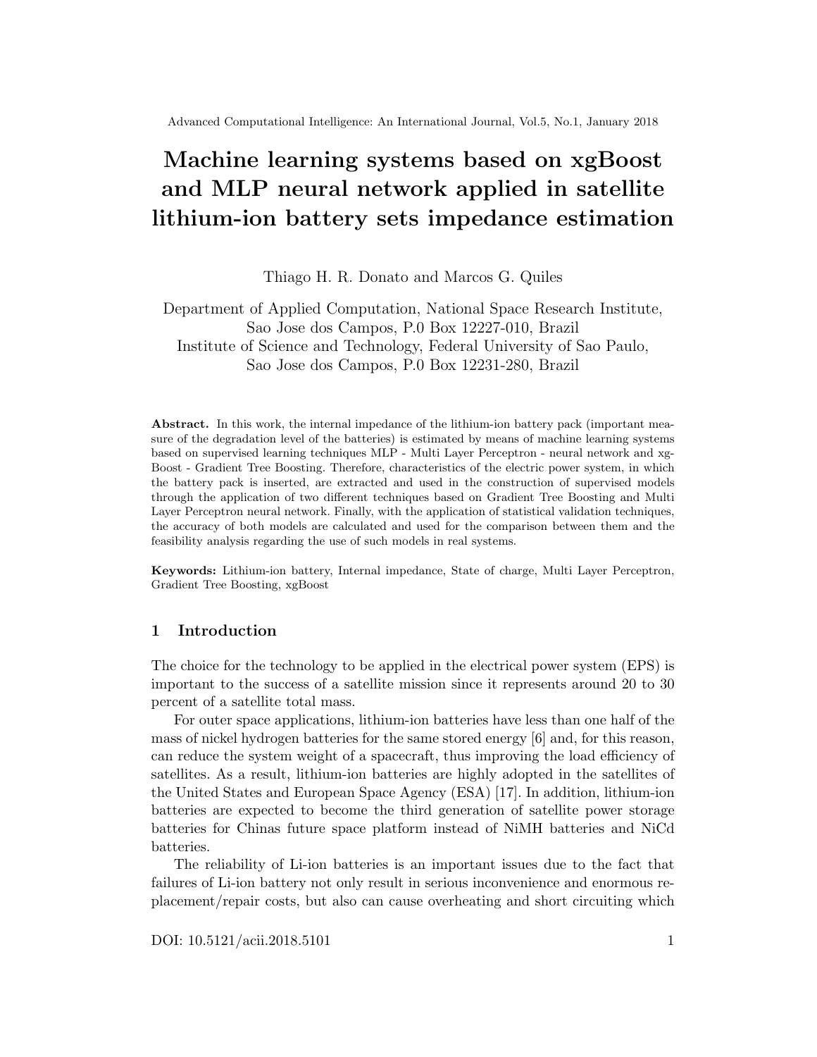# Machine learning systems based on xgBoost and MLP neural network applied in satellite lithium-ion battery sets impedance estimation

Thiago H. R. Donato and Marcos G. Quiles

Department of Applied Computation, National Space Research Institute, Sao Jose dos Campos, P.0 Box 12227-010, Brazil
Institute of Science and Technology, Federal University of Sao Paulo, Sao Jose dos Campos, P.0 Box 12231-280, Brazil

**Abstract.** In this work, the internal impedance of the lithium-ion battery pack (important measure of the degradation level of the batteries) is estimated by means of machine learning systems based on supervised learning techniques MLP - Multi Layer Perceptron - neural network and xgBoost - Gradient Tree Boosting. Therefore, characteristics of the electric power system, in which the battery pack is inserted, are extracted and used in the construction of supervised models through the application of two different techniques based on Gradient Tree Boosting and Multi Layer Perceptron neural network. Finally, with the application of statistical validation techniques, the accuracy of both models are calculated and used for the comparison between them and the feasibility analysis regarding the use of such models in real systems.

**Keywords:** Lithium-ion battery, Internal impedance, State of charge, Multi Layer Perceptron, Gradient Tree Boosting, xgBoost

## 1 Introduction

The choice for the technology to be applied in the electrical power system (EPS) is important to the success of a satellite mission since it represents around 20 to 30 percent of a satellite total mass.

For outer space applications, lithium-ion batteries have less than one half of the mass of nickel hydrogen batteries for the same stored energy [6] and, for this reason, can reduce the system weight of a spacecraft, thus improving the load efficiency of satellites. As a result, lithium-ion batteries are highly adopted in the satellites of the United States and European Space Agency (ESA) [17]. In addition, lithium-ion batteries are expected to become the third generation of satellite power storage batteries for Chinas future space platform instead of NiMH batteries and NiCd batteries.

The reliability of Li-ion batteries is an important issues due to the fact that failures of Li-ion battery not only result in serious inconvenience and enormous replacement/repair costs, but also can cause overheating and short circuiting which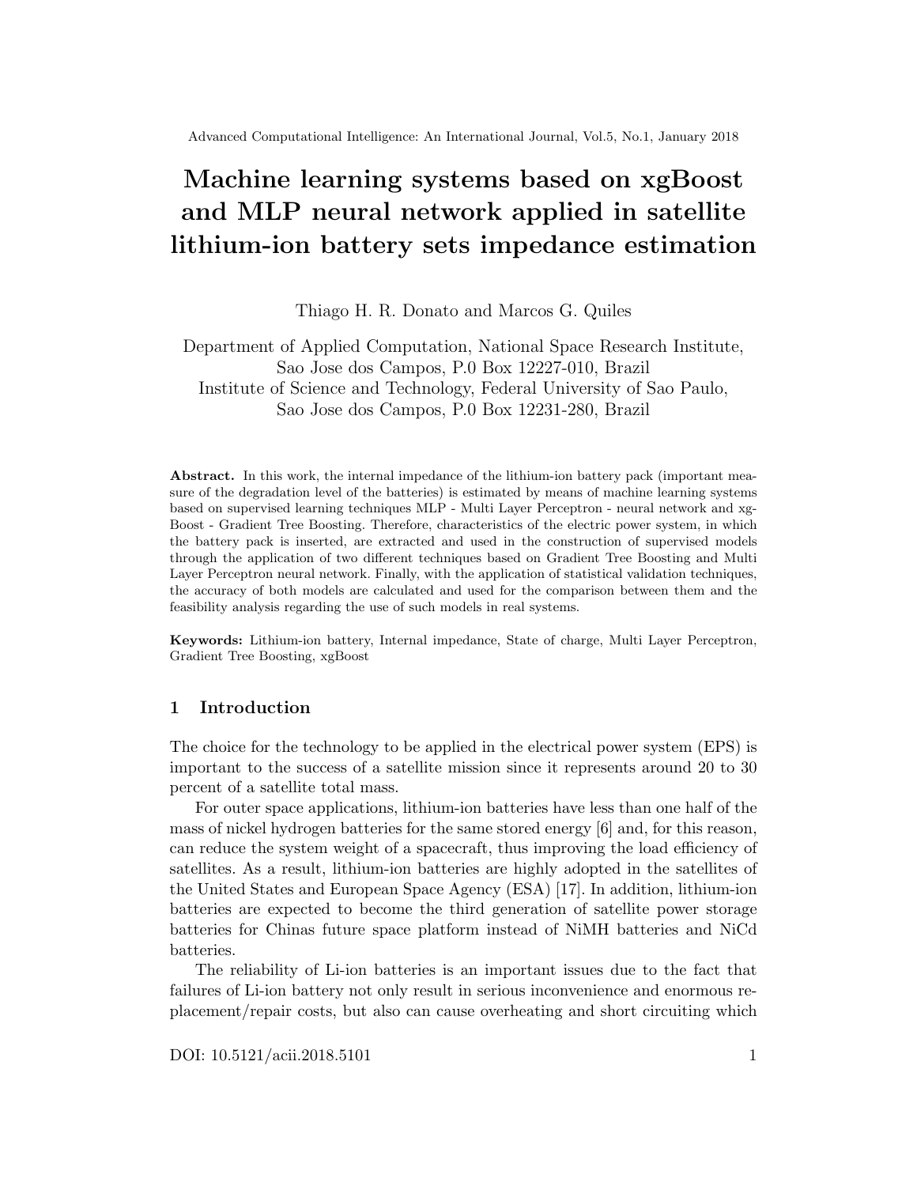# Machine learning systems based on xgBoost and MLP neural network applied in satellite lithium-ion battery sets impedance estimation

Thiago H. R. Donato and Marcos G. Quiles

Department of Applied Computation, National Space Research Institute, Sao Jose dos Campos, P.0 Box 12227-010, Brazil
Institute of Science and Technology, Federal University of Sao Paulo, Sao Jose dos Campos, P.0 Box 12231-280, Brazil

**Abstract.** In this work, the internal impedance of the lithium-ion battery pack (important measure of the degradation level of the batteries) is estimated by means of machine learning systems based on supervised learning techniques MLP - Multi Layer Perceptron - neural network and xgBoost - Gradient Tree Boosting. Therefore, characteristics of the electric power system, in which the battery pack is inserted, are extracted and used in the construction of supervised models through the application of two different techniques based on Gradient Tree Boosting and Multi Layer Perceptron neural network. Finally, with the application of statistical validation techniques, the accuracy of both models are calculated and used for the comparison between them and the feasibility analysis regarding the use of such models in real systems.

**Keywords:** Lithium-ion battery, Internal impedance, State of charge, Multi Layer Perceptron, Gradient Tree Boosting, xgBoost

## 1 Introduction

The choice for the technology to be applied in the electrical power system (EPS) is important to the success of a satellite mission since it represents around 20 to 30 percent of a satellite total mass.

For outer space applications, lithium-ion batteries have less than one half of the mass of nickel hydrogen batteries for the same stored energy [6] and, for this reason, can reduce the system weight of a spacecraft, thus improving the load efficiency of satellites. As a result, lithium-ion batteries are highly adopted in the satellites of the United States and European Space Agency (ESA) [17]. In addition, lithium-ion batteries are expected to become the third generation of satellite power storage batteries for Chinas future space platform instead of NiMH batteries and NiCd batteries.

The reliability of Li-ion batteries is an important issues due to the fact that failures of Li-ion battery not only result in serious inconvenience and enormous replacement/repair costs, but also can cause overheating and short circuiting which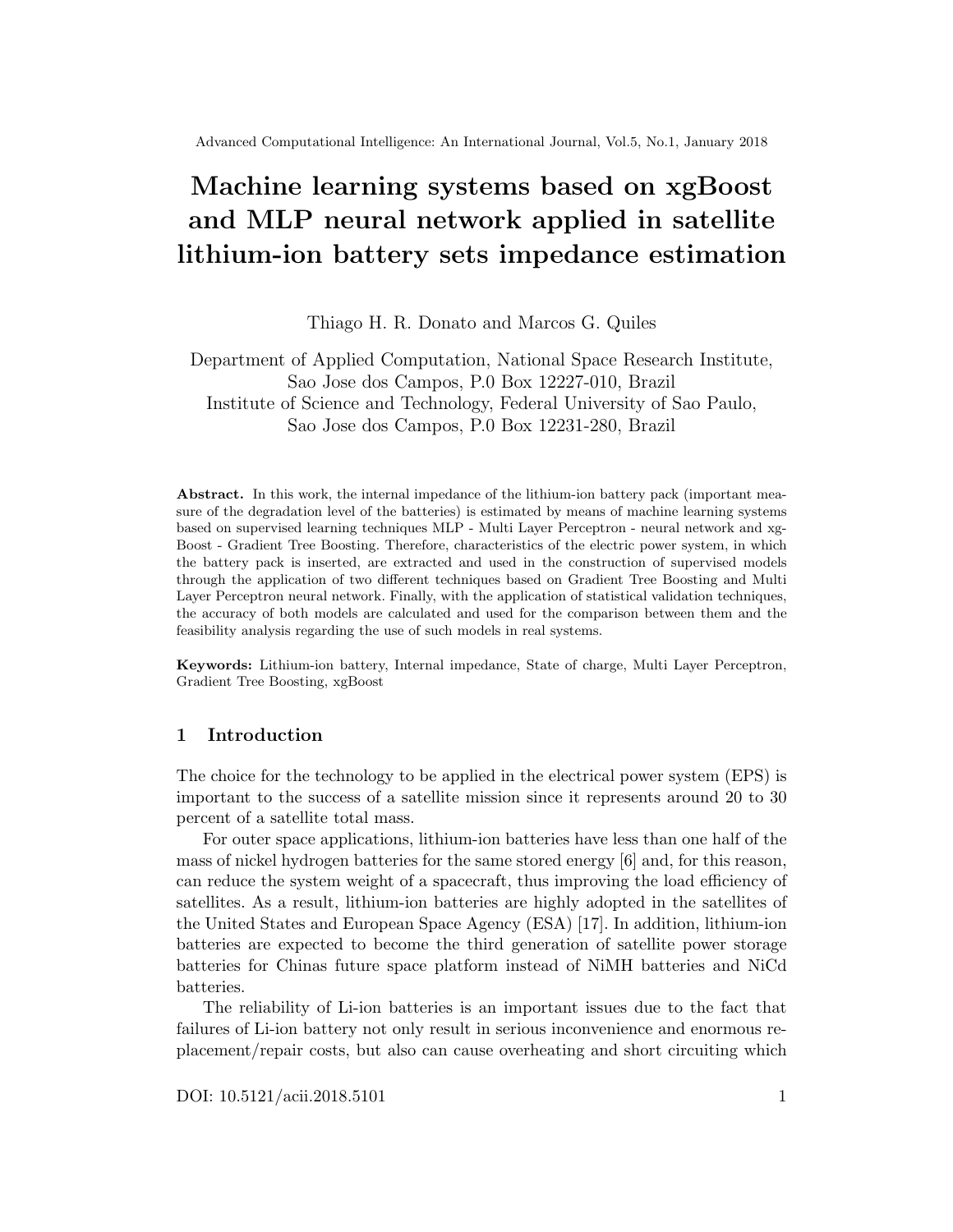# Machine learning systems based on xgBoost and MLP neural network applied in satellite lithium-ion battery sets impedance estimation

Thiago H. R. Donato and Marcos G. Quiles

Department of Applied Computation, National Space Research Institute, Sao Jose dos Campos, P.0 Box 12227-010, Brazil
Institute of Science and Technology, Federal University of Sao Paulo, Sao Jose dos Campos, P.0 Box 12231-280, Brazil

**Abstract.** In this work, the internal impedance of the lithium-ion battery pack (important measure of the degradation level of the batteries) is estimated by means of machine learning systems based on supervised learning techniques MLP - Multi Layer Perceptron - neural network and xg-Boost - Gradient Tree Boosting. Therefore, characteristics of the electric power system, in which the battery pack is inserted, are extracted and used in the construction of supervised models through the application of two different techniques based on Gradient Tree Boosting and Multi Layer Perceptron neural network. Finally, with the application of statistical validation techniques, the accuracy of both models are calculated and used for the comparison between them and the feasibility analysis regarding the use of such models in real systems.

**Keywords:** Lithium-ion battery, Internal impedance, State of charge, Multi Layer Perceptron, Gradient Tree Boosting, xgBoost

## 1 Introduction

The choice for the technology to be applied in the electrical power system (EPS) is important to the success of a satellite mission since it represents around 20 to 30 percent of a satellite total mass.

For outer space applications, lithium-ion batteries have less than one half of the mass of nickel hydrogen batteries for the same stored energy [6] and, for this reason, can reduce the system weight of a spacecraft, thus improving the load efficiency of satellites. As a result, lithium-ion batteries are highly adopted in the satellites of the United States and European Space Agency (ESA) [17]. In addition, lithium-ion batteries are expected to become the third generation of satellite power storage batteries for Chinas future space platform instead of NiMH batteries and NiCd batteries.

The reliability of Li-ion batteries is an important issues due to the fact that failures of Li-ion battery not only result in serious inconvenience and enormous replacement/repair costs, but also can cause overheating and short circuiting which

DOI: 10.5121/acii.2018.5101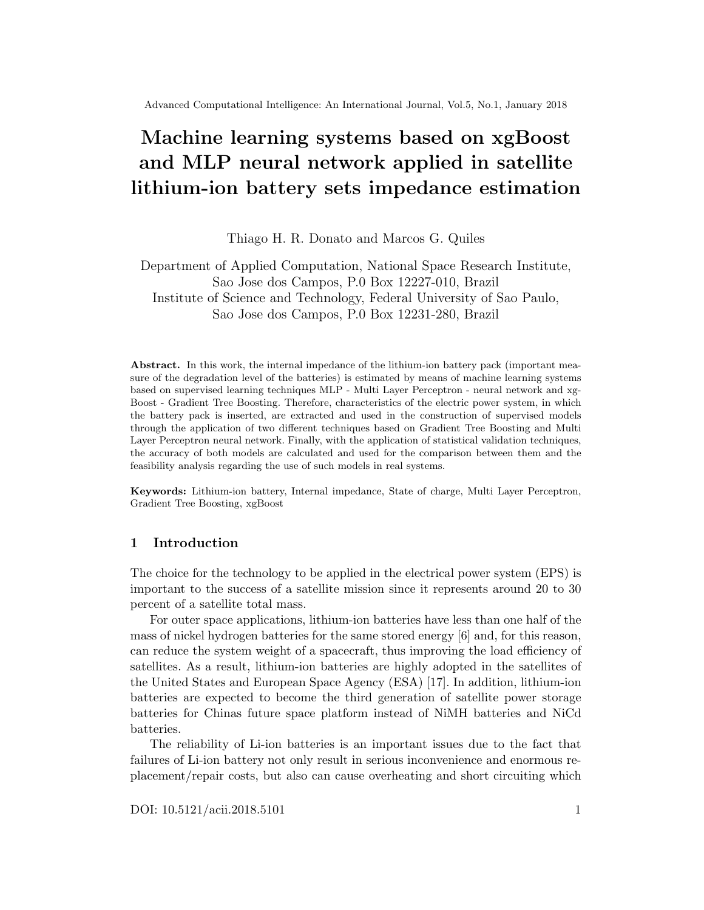# Machine learning systems based on xgBoost and MLP neural network applied in satellite lithium-ion battery sets impedance estimation

Thiago H. R. Donato and Marcos G. Quiles

Department of Applied Computation, National Space Research Institute, Sao Jose dos Campos, P.0 Box 12227-010, Brazil
Institute of Science and Technology, Federal University of Sao Paulo, Sao Jose dos Campos, P.0 Box 12231-280, Brazil

**Abstract.** In this work, the internal impedance of the lithium-ion battery pack (important measure of the degradation level of the batteries) is estimated by means of machine learning systems based on supervised learning techniques MLP - Multi Layer Perceptron - neural network and xgBoost - Gradient Tree Boosting. Therefore, characteristics of the electric power system, in which the battery pack is inserted, are extracted and used in the construction of supervised models through the application of two different techniques based on Gradient Tree Boosting and Multi Layer Perceptron neural network. Finally, with the application of statistical validation techniques, the accuracy of both models are calculated and used for the comparison between them and the feasibility analysis regarding the use of such models in real systems.

**Keywords:** Lithium-ion battery, Internal impedance, State of charge, Multi Layer Perceptron, Gradient Tree Boosting, xgBoost

## 1 Introduction

The choice for the technology to be applied in the electrical power system (EPS) is important to the success of a satellite mission since it represents around 20 to 30 percent of a satellite total mass.

For outer space applications, lithium-ion batteries have less than one half of the mass of nickel hydrogen batteries for the same stored energy [6] and, for this reason, can reduce the system weight of a spacecraft, thus improving the load efficiency of satellites. As a result, lithium-ion batteries are highly adopted in the satellites of the United States and European Space Agency (ESA) [17]. In addition, lithium-ion batteries are expected to become the third generation of satellite power storage batteries for Chinas future space platform instead of NiMH batteries and NiCd batteries.

The reliability of Li-ion batteries is an important issues due to the fact that failures of Li-ion battery not only result in serious inconvenience and enormous replacement/repair costs, but also can cause overheating and short circuiting which

DOI: 10.5121/acii.2018.5101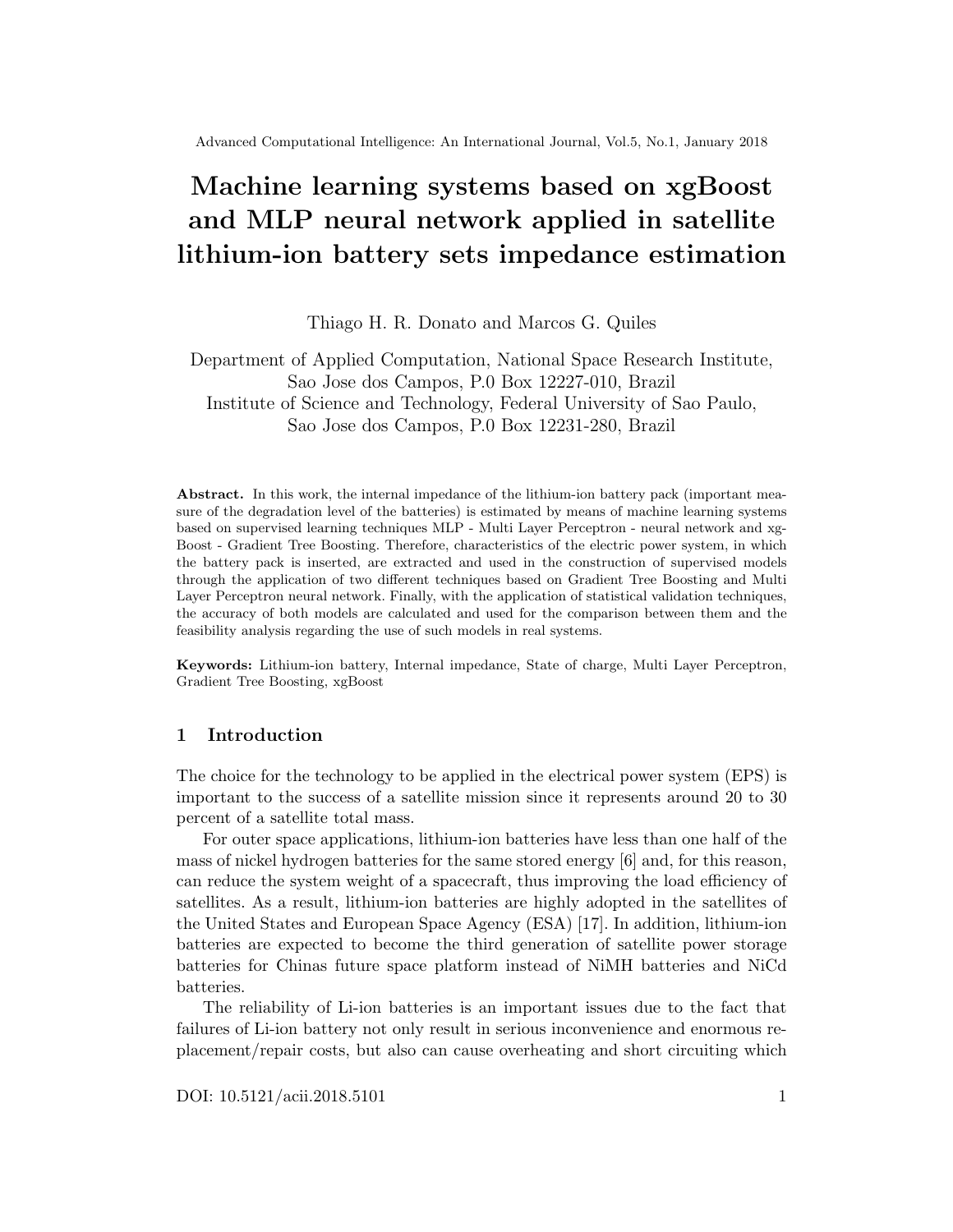# Machine learning systems based on xgBoost and MLP neural network applied in satellite lithium-ion battery sets impedance estimation

Thiago H. R. Donato and Marcos G. Quiles

Department of Applied Computation, National Space Research Institute, Sao Jose dos Campos, P.0 Box 12227-010, Brazil
Institute of Science and Technology, Federal University of Sao Paulo, Sao Jose dos Campos, P.0 Box 12231-280, Brazil

**Abstract.** In this work, the internal impedance of the lithium-ion battery pack (important measure of the degradation level of the batteries) is estimated by means of machine learning systems based on supervised learning techniques MLP - Multi Layer Perceptron - neural network and xgBoost - Gradient Tree Boosting. Therefore, characteristics of the electric power system, in which the battery pack is inserted, are extracted and used in the construction of supervised models through the application of two different techniques based on Gradient Tree Boosting and Multi Layer Perceptron neural network. Finally, with the application of statistical validation techniques, the accuracy of both models are calculated and used for the comparison between them and the feasibility analysis regarding the use of such models in real systems.

**Keywords:** Lithium-ion battery, Internal impedance, State of charge, Multi Layer Perceptron, Gradient Tree Boosting, xgBoost

## 1 Introduction

The choice for the technology to be applied in the electrical power system (EPS) is important to the success of a satellite mission since it represents around 20 to 30 percent of a satellite total mass.

For outer space applications, lithium-ion batteries have less than one half of the mass of nickel hydrogen batteries for the same stored energy [6] and, for this reason, can reduce the system weight of a spacecraft, thus improving the load efficiency of satellites. As a result, lithium-ion batteries are highly adopted in the satellites of the United States and European Space Agency (ESA) [17]. In addition, lithium-ion batteries are expected to become the third generation of satellite power storage batteries for Chinas future space platform instead of NiMH batteries and NiCd batteries.

The reliability of Li-ion batteries is an important issues due to the fact that failures of Li-ion battery not only result in serious inconvenience and enormous replacement/repair costs, but also can cause overheating and short circuiting which

DOI: 10.5121/acii.2018.5101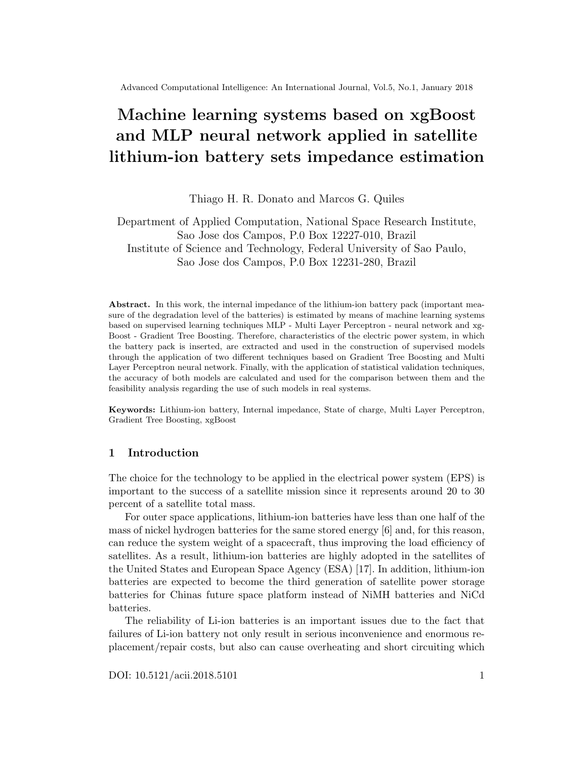# Machine learning systems based on xgBoost and MLP neural network applied in satellite lithium-ion battery sets impedance estimation

Thiago H. R. Donato and Marcos G. Quiles

Department of Applied Computation, National Space Research Institute,  
Sao Jose dos Campos, P.0 Box 12227-010, Brazil  
Institute of Science and Technology, Federal University of Sao Paulo,  
Sao Jose dos Campos, P.0 Box 12231-280, Brazil

**Abstract.** In this work, the internal impedance of the lithium-ion battery pack (important measure of the degradation level of the batteries) is estimated by means of machine learning systems based on supervised learning techniques MLP - Multi Layer Perceptron - neural network and xgBoost - Gradient Tree Boosting. Therefore, characteristics of the electric power system, in which the battery pack is inserted, are extracted and used in the construction of supervised models through the application of two different techniques based on Gradient Tree Boosting and Multi Layer Perceptron neural network. Finally, with the application of statistical validation techniques, the accuracy of both models are calculated and used for the comparison between them and the feasibility analysis regarding the use of such models in real systems.

**Keywords:** Lithium-ion battery, Internal impedance, State of charge, Multi Layer Perceptron, Gradient Tree Boosting, xgBoost

## 1 Introduction

The choice for the technology to be applied in the electrical power system (EPS) is important to the success of a satellite mission since it represents around 20 to 30 percent of a satellite total mass.

For outer space applications, lithium-ion batteries have less than one half of the mass of nickel hydrogen batteries for the same stored energy [6] and, for this reason, can reduce the system weight of a spacecraft, thus improving the load efficiency of satellites. As a result, lithium-ion batteries are highly adopted in the satellites of the United States and European Space Agency (ESA) [17]. In addition, lithium-ion batteries are expected to become the third generation of satellite power storage batteries for Chinas future space platform instead of NiMH batteries and NiCd batteries.

The reliability of Li-ion batteries is an important issues due to the fact that failures of Li-ion battery not only result in serious inconvenience and enormous replacement/repair costs, but also can cause overheating and short circuiting which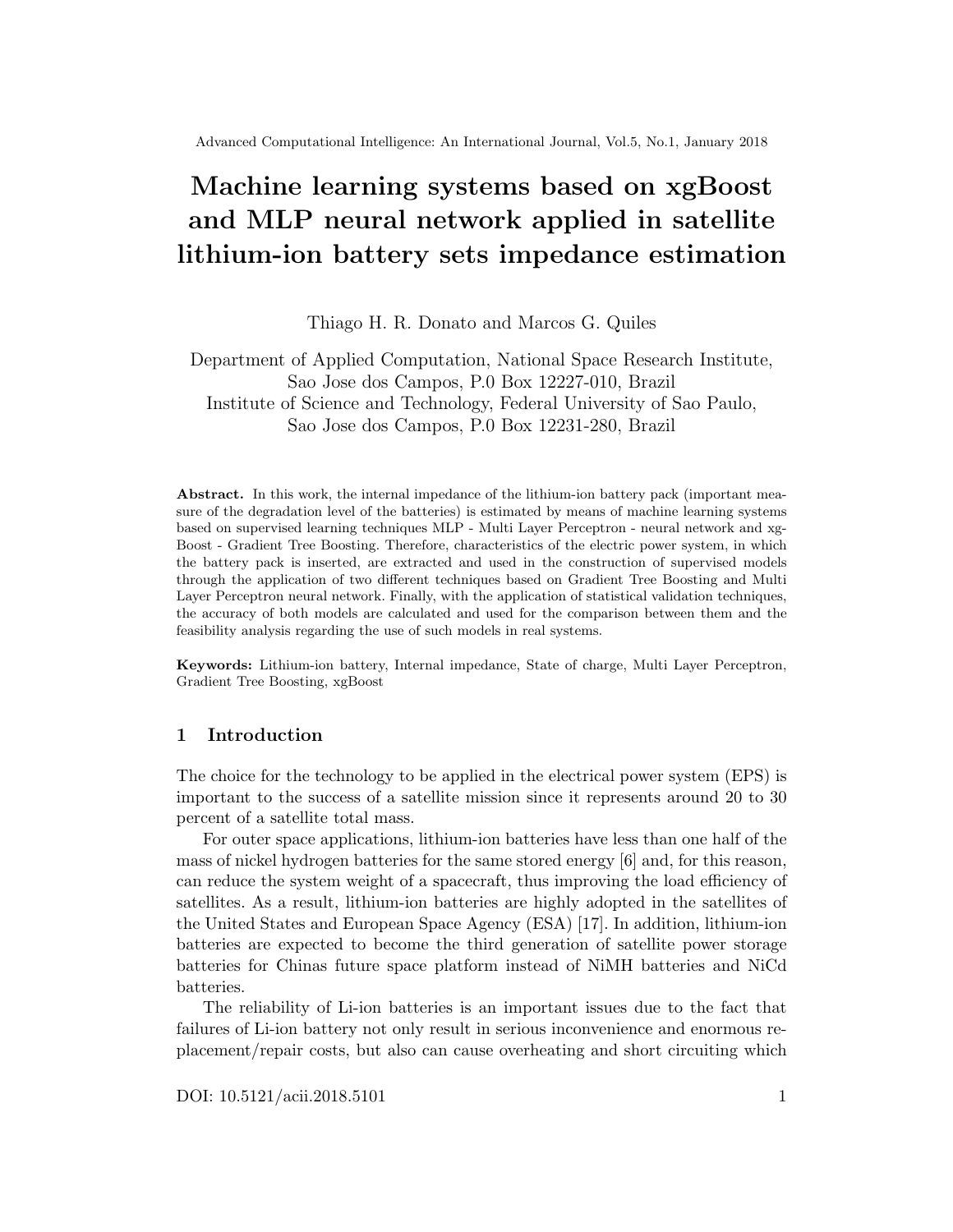# Machine learning systems based on xgBoost and MLP neural network applied in satellite lithium-ion battery sets impedance estimation

Thiago H. R. Donato and Marcos G. Quiles

Department of Applied Computation, National Space Research Institute,
Sao Jose dos Campos, P.0 Box 12227-010, Brazil
Institute of Science and Technology, Federal University of Sao Paulo,
Sao Jose dos Campos, P.0 Box 12231-280, Brazil

**Abstract.** In this work, the internal impedance of the lithium-ion battery pack (important measure of the degradation level of the batteries) is estimated by means of machine learning systems based on supervised learning techniques MLP - Multi Layer Perceptron - neural network and xgBoost - Gradient Tree Boosting. Therefore, characteristics of the electric power system, in which the battery pack is inserted, are extracted and used in the construction of supervised models through the application of two different techniques based on Gradient Tree Boosting and Multi Layer Perceptron neural network. Finally, with the application of statistical validation techniques, the accuracy of both models are calculated and used for the comparison between them and the feasibility analysis regarding the use of such models in real systems.

**Keywords:** Lithium-ion battery, Internal impedance, State of charge, Multi Layer Perceptron, Gradient Tree Boosting, xgBoost

## 1 Introduction

The choice for the technology to be applied in the electrical power system (EPS) is important to the success of a satellite mission since it represents around 20 to 30 percent of a satellite total mass.

For outer space applications, lithium-ion batteries have less than one half of the mass of nickel hydrogen batteries for the same stored energy [6] and, for this reason, can reduce the system weight of a spacecraft, thus improving the load efficiency of satellites. As a result, lithium-ion batteries are highly adopted in the satellites of the United States and European Space Agency (ESA) [17]. In addition, lithium-ion batteries are expected to become the third generation of satellite power storage batteries for Chinas future space platform instead of NiMH batteries and NiCd batteries.

The reliability of Li-ion batteries is an important issues due to the fact that failures of Li-ion battery not only result in serious inconvenience and enormous replacement/repair costs, but also can cause overheating and short circuiting which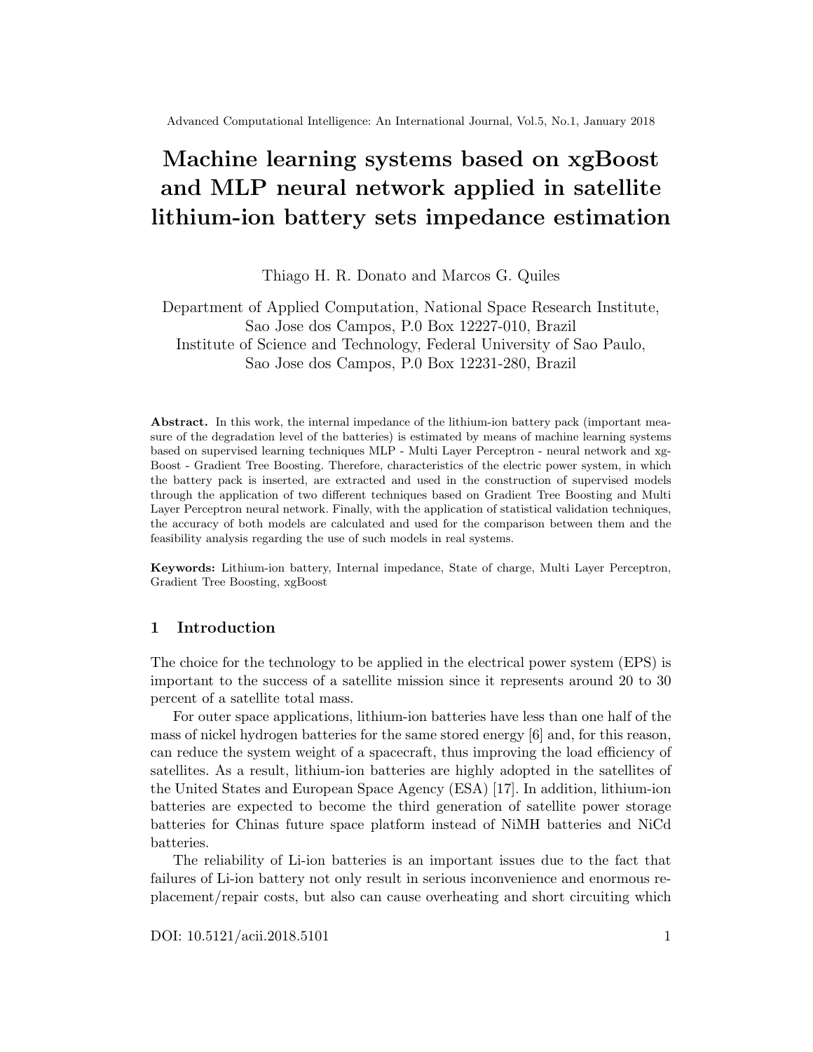# Machine learning systems based on xgBoost and MLP neural network applied in satellite lithium-ion battery sets impedance estimation

Thiago H. R. Donato and Marcos G. Quiles

Department of Applied Computation, National Space Research Institute, Sao Jose dos Campos, P.0 Box 12227-010, Brazil
Institute of Science and Technology, Federal University of Sao Paulo, Sao Jose dos Campos, P.0 Box 12231-280, Brazil

**Abstract.** In this work, the internal impedance of the lithium-ion battery pack (important measure of the degradation level of the batteries) is estimated by means of machine learning systems based on supervised learning techniques MLP - Multi Layer Perceptron - neural network and xgBoost - Gradient Tree Boosting. Therefore, characteristics of the electric power system, in which the battery pack is inserted, are extracted and used in the construction of supervised models through the application of two different techniques based on Gradient Tree Boosting and Multi Layer Perceptron neural network. Finally, with the application of statistical validation techniques, the accuracy of both models are calculated and used for the comparison between them and the feasibility analysis regarding the use of such models in real systems.

**Keywords:** Lithium-ion battery, Internal impedance, State of charge, Multi Layer Perceptron, Gradient Tree Boosting, xgBoost

## 1 Introduction

The choice for the technology to be applied in the electrical power system (EPS) is important to the success of a satellite mission since it represents around 20 to 30 percent of a satellite total mass.

For outer space applications, lithium-ion batteries have less than one half of the mass of nickel hydrogen batteries for the same stored energy [6] and, for this reason, can reduce the system weight of a spacecraft, thus improving the load efficiency of satellites. As a result, lithium-ion batteries are highly adopted in the satellites of the United States and European Space Agency (ESA) [17]. In addition, lithium-ion batteries are expected to become the third generation of satellite power storage batteries for Chinas future space platform instead of NiMH batteries and NiCd batteries.

The reliability of Li-ion batteries is an important issues due to the fact that failures of Li-ion battery not only result in serious inconvenience and enormous replacement/repair costs, but also can cause overheating and short circuiting which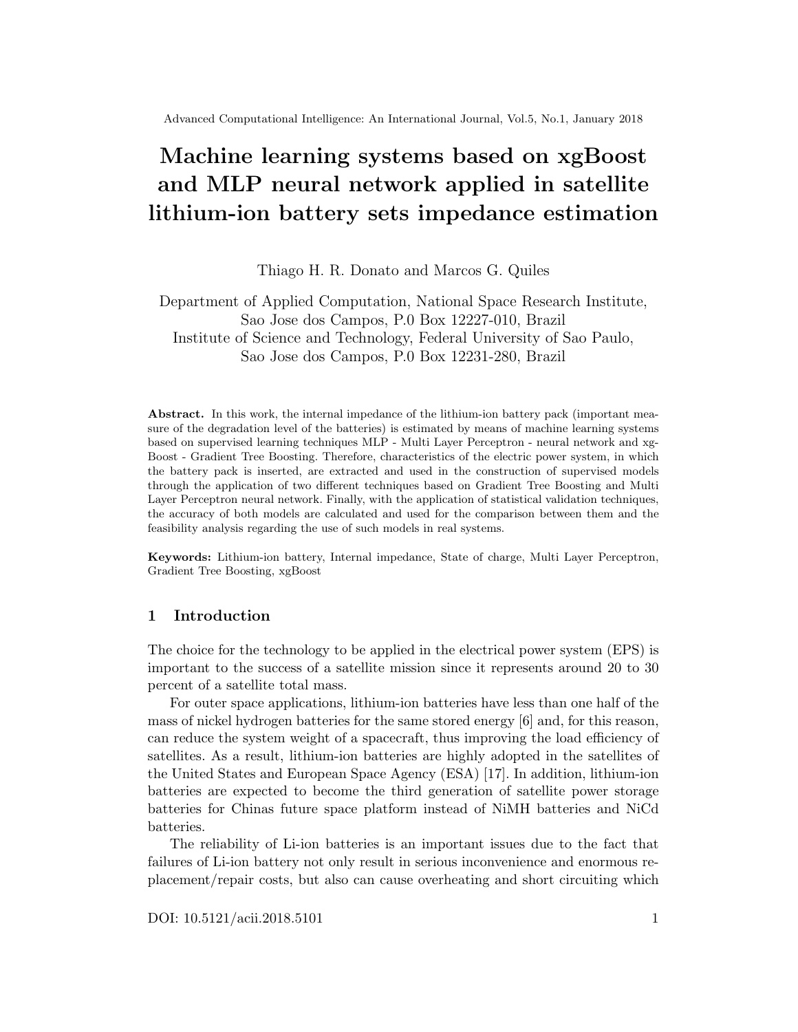# Machine learning systems based on xgBoost and MLP neural network applied in satellite lithium-ion battery sets impedance estimation

Thiago H. R. Donato and Marcos G. Quiles

Department of Applied Computation, National Space Research Institute, Sao Jose dos Campos, P.0 Box 12227-010, Brazil
Institute of Science and Technology, Federal University of Sao Paulo, Sao Jose dos Campos, P.0 Box 12231-280, Brazil

**Abstract.** In this work, the internal impedance of the lithium-ion battery pack (important measure of the degradation level of the batteries) is estimated by means of machine learning systems based on supervised learning techniques MLP - Multi Layer Perceptron - neural network and xgBoost - Gradient Tree Boosting. Therefore, characteristics of the electric power system, in which the battery pack is inserted, are extracted and used in the construction of supervised models through the application of two different techniques based on Gradient Tree Boosting and Multi Layer Perceptron neural network. Finally, with the application of statistical validation techniques, the accuracy of both models are calculated and used for the comparison between them and the feasibility analysis regarding the use of such models in real systems.

**Keywords:** Lithium-ion battery, Internal impedance, State of charge, Multi Layer Perceptron, Gradient Tree Boosting, xgBoost

## 1 Introduction

The choice for the technology to be applied in the electrical power system (EPS) is important to the success of a satellite mission since it represents around 20 to 30 percent of a satellite total mass.

For outer space applications, lithium-ion batteries have less than one half of the mass of nickel hydrogen batteries for the same stored energy [6] and, for this reason, can reduce the system weight of a spacecraft, thus improving the load efficiency of satellites. As a result, lithium-ion batteries are highly adopted in the satellites of the United States and European Space Agency (ESA) [17]. In addition, lithium-ion batteries are expected to become the third generation of satellite power storage batteries for Chinas future space platform instead of NiMH batteries and NiCd batteries.

The reliability of Li-ion batteries is an important issues due to the fact that failures of Li-ion battery not only result in serious inconvenience and enormous replacement/repair costs, but also can cause overheating and short circuiting which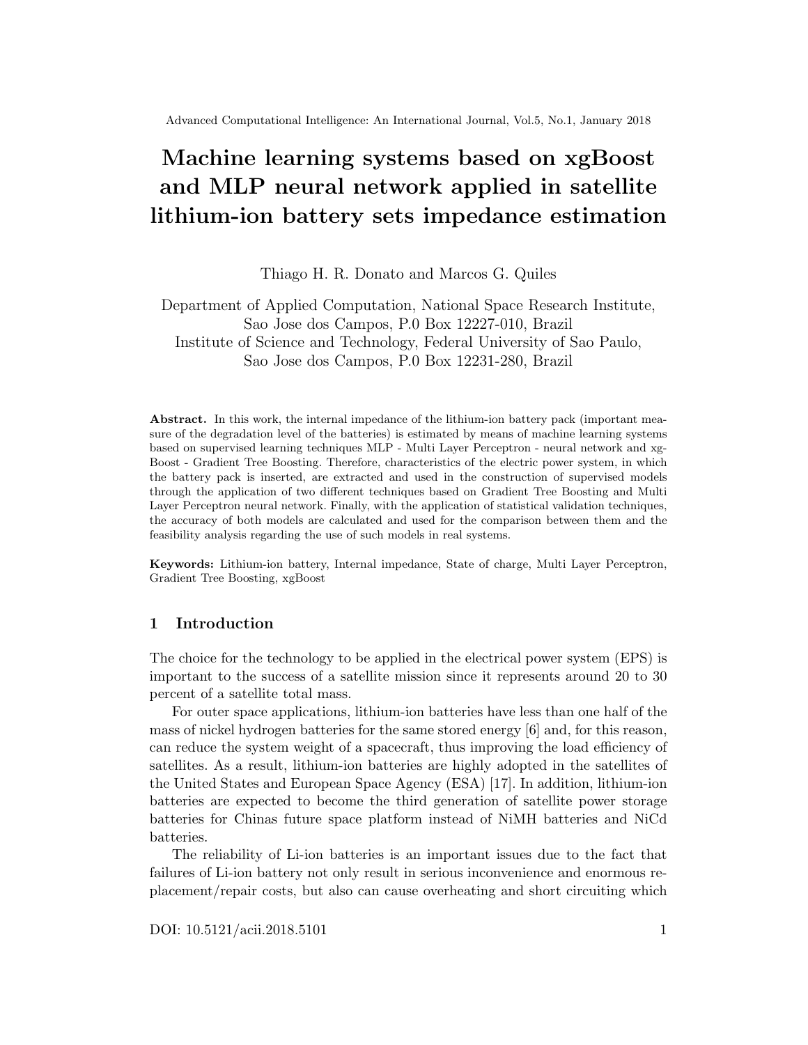# Machine learning systems based on xgBoost and MLP neural network applied in satellite lithium-ion battery sets impedance estimation

Thiago H. R. Donato and Marcos G. Quiles

Department of Applied Computation, National Space Research Institute,
Sao Jose dos Campos, P.0 Box 12227-010, Brazil
Institute of Science and Technology, Federal University of Sao Paulo,
Sao Jose dos Campos, P.0 Box 12231-280, Brazil

**Abstract.** In this work, the internal impedance of the lithium-ion battery pack (important measure of the degradation level of the batteries) is estimated by means of machine learning systems based on supervised learning techniques MLP - Multi Layer Perceptron - neural network and xgBoost - Gradient Tree Boosting. Therefore, characteristics of the electric power system, in which the battery pack is inserted, are extracted and used in the construction of supervised models through the application of two different techniques based on Gradient Tree Boosting and Multi Layer Perceptron neural network. Finally, with the application of statistical validation techniques, the accuracy of both models are calculated and used for the comparison between them and the feasibility analysis regarding the use of such models in real systems.

**Keywords:** Lithium-ion battery, Internal impedance, State of charge, Multi Layer Perceptron, Gradient Tree Boosting, xgBoost

## 1 Introduction

The choice for the technology to be applied in the electrical power system (EPS) is important to the success of a satellite mission since it represents around 20 to 30 percent of a satellite total mass.

For outer space applications, lithium-ion batteries have less than one half of the mass of nickel hydrogen batteries for the same stored energy [6] and, for this reason, can reduce the system weight of a spacecraft, thus improving the load efficiency of satellites. As a result, lithium-ion batteries are highly adopted in the satellites of the United States and European Space Agency (ESA) [17]. In addition, lithium-ion batteries are expected to become the third generation of satellite power storage batteries for Chinas future space platform instead of NiMH batteries and NiCd batteries.

The reliability of Li-ion batteries is an important issues due to the fact that failures of Li-ion battery not only result in serious inconvenience and enormous replacement/repair costs, but also can cause overheating and short circuiting which

DOI: 10.5121/acii.2018.5101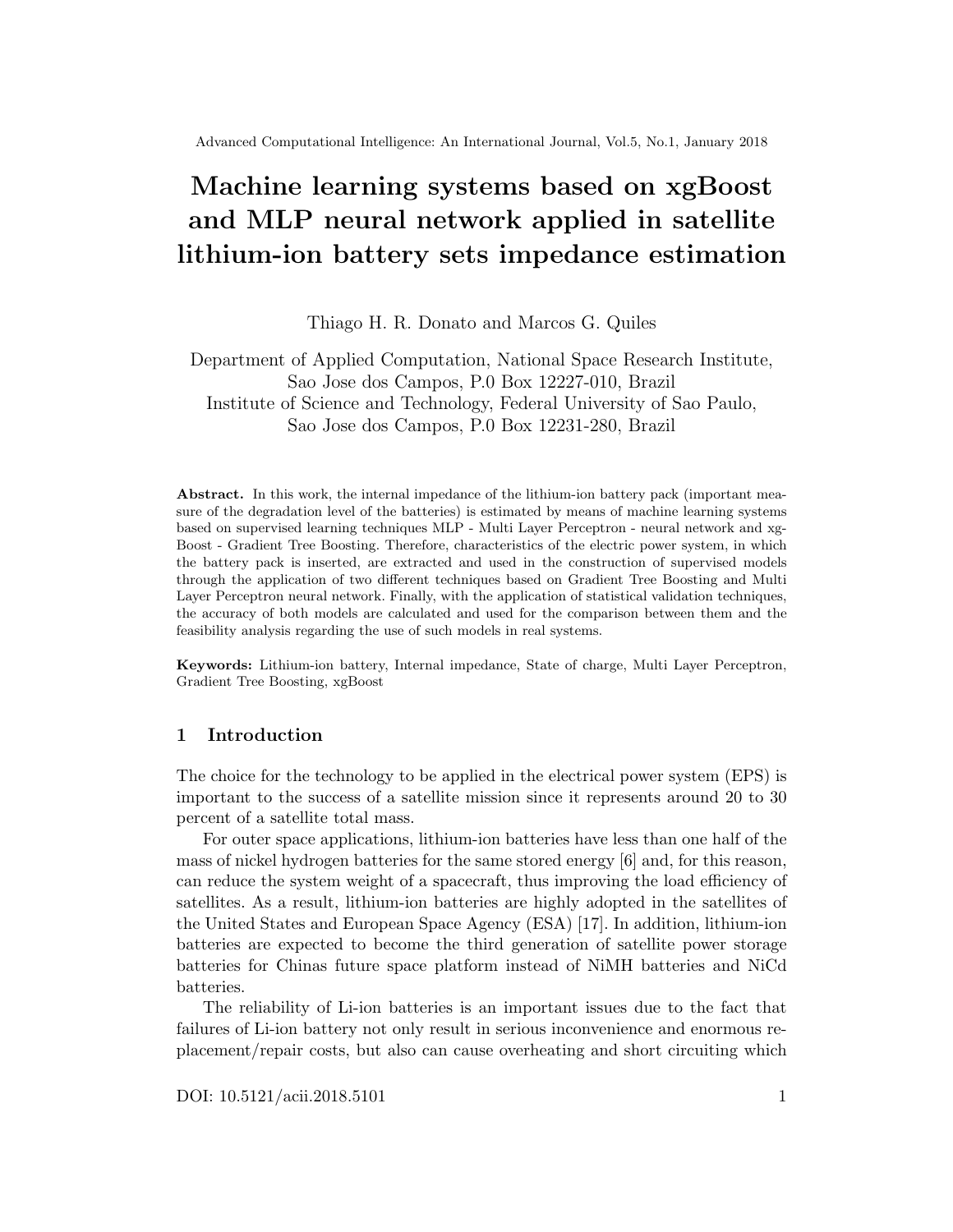# Machine learning systems based on xgBoost and MLP neural network applied in satellite lithium-ion battery sets impedance estimation

Thiago H. R. Donato and Marcos G. Quiles

Department of Applied Computation, National Space Research Institute, Sao Jose dos Campos, P.0 Box 12227-010, Brazil
Institute of Science and Technology, Federal University of Sao Paulo, Sao Jose dos Campos, P.0 Box 12231-280, Brazil

**Abstract.** In this work, the internal impedance of the lithium-ion battery pack (important measure of the degradation level of the batteries) is estimated by means of machine learning systems based on supervised learning techniques MLP - Multi Layer Perceptron - neural network and xgBoost - Gradient Tree Boosting. Therefore, characteristics of the electric power system, in which the battery pack is inserted, are extracted and used in the construction of supervised models through the application of two different techniques based on Gradient Tree Boosting and Multi Layer Perceptron neural network. Finally, with the application of statistical validation techniques, the accuracy of both models are calculated and used for the comparison between them and the feasibility analysis regarding the use of such models in real systems.

**Keywords:** Lithium-ion battery, Internal impedance, State of charge, Multi Layer Perceptron, Gradient Tree Boosting, xgBoost

## 1 Introduction

The choice for the technology to be applied in the electrical power system (EPS) is important to the success of a satellite mission since it represents around 20 to 30 percent of a satellite total mass.

For outer space applications, lithium-ion batteries have less than one half of the mass of nickel hydrogen batteries for the same stored energy [6] and, for this reason, can reduce the system weight of a spacecraft, thus improving the load efficiency of satellites. As a result, lithium-ion batteries are highly adopted in the satellites of the United States and European Space Agency (ESA) [17]. In addition, lithium-ion batteries are expected to become the third generation of satellite power storage batteries for Chinas future space platform instead of NiMH batteries and NiCd batteries.

The reliability of Li-ion batteries is an important issues due to the fact that failures of Li-ion battery not only result in serious inconvenience and enormous replacement/repair costs, but also can cause overheating and short circuiting which

DOI: 10.5121/acii.2018.5101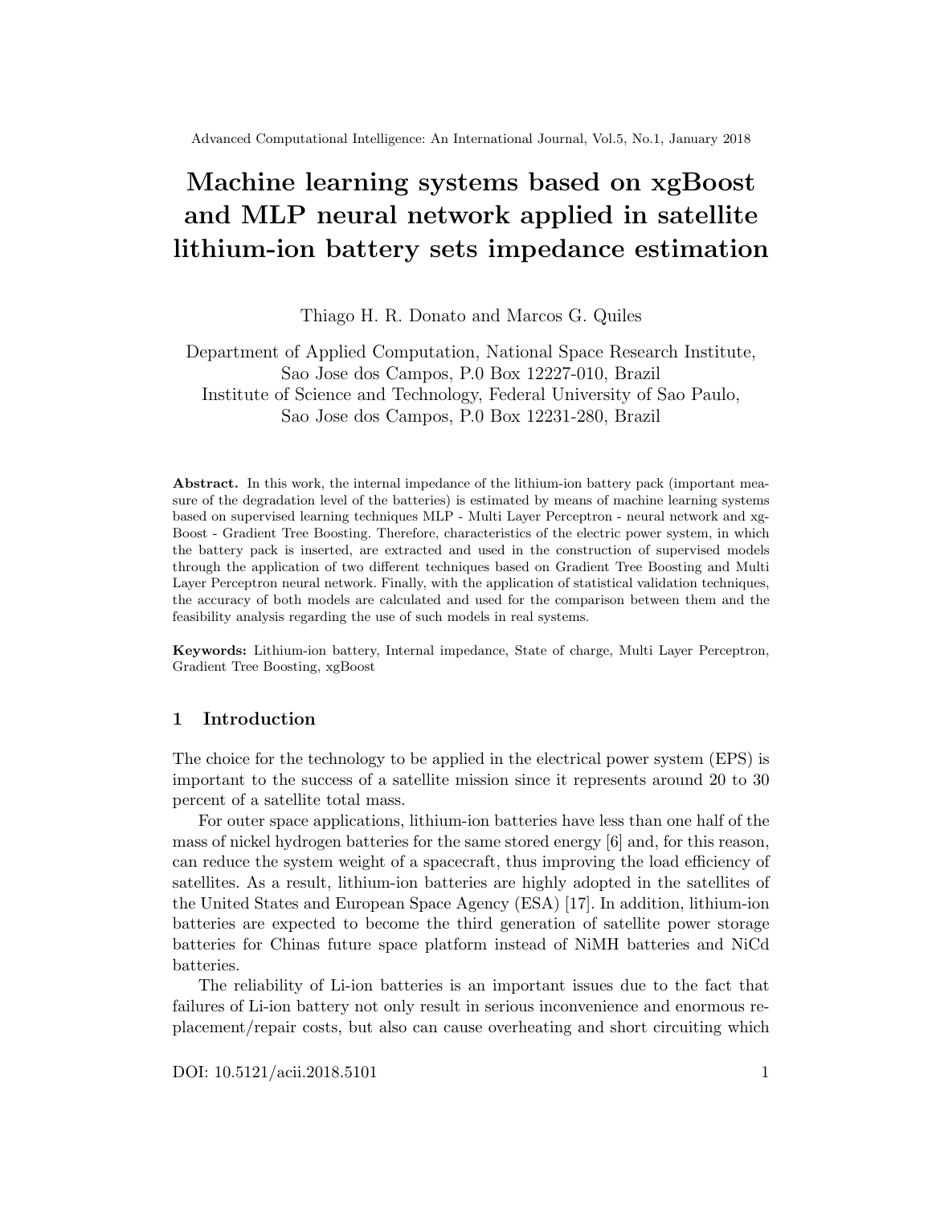# Machine learning systems based on xgBoost and MLP neural network applied in satellite lithium-ion battery sets impedance estimation

Thiago H. R. Donato and Marcos G. Quiles

Department of Applied Computation, National Space Research Institute, Sao Jose dos Campos, P.0 Box 12227-010, Brazil
Institute of Science and Technology, Federal University of Sao Paulo, Sao Jose dos Campos, P.0 Box 12231-280, Brazil

**Abstract.** In this work, the internal impedance of the lithium-ion battery pack (important measure of the degradation level of the batteries) is estimated by means of machine learning systems based on supervised learning techniques MLP - Multi Layer Perceptron - neural network and xgBoost - Gradient Tree Boosting. Therefore, characteristics of the electric power system, in which the battery pack is inserted, are extracted and used in the construction of supervised models through the application of two different techniques based on Gradient Tree Boosting and Multi Layer Perceptron neural network. Finally, with the application of statistical validation techniques, the accuracy of both models are calculated and used for the comparison between them and the feasibility analysis regarding the use of such models in real systems.

**Keywords:** Lithium-ion battery, Internal impedance, State of charge, Multi Layer Perceptron, Gradient Tree Boosting, xgBoost

## 1 Introduction

The choice for the technology to be applied in the electrical power system (EPS) is important to the success of a satellite mission since it represents around 20 to 30 percent of a satellite total mass.

For outer space applications, lithium-ion batteries have less than one half of the mass of nickel hydrogen batteries for the same stored energy [6] and, for this reason, can reduce the system weight of a spacecraft, thus improving the load efficiency of satellites. As a result, lithium-ion batteries are highly adopted in the satellites of the United States and European Space Agency (ESA) [17]. In addition, lithium-ion batteries are expected to become the third generation of satellite power storage batteries for Chinas future space platform instead of NiMH batteries and NiCd batteries.

The reliability of Li-ion batteries is an important issues due to the fact that failures of Li-ion battery not only result in serious inconvenience and enormous replacement/repair costs, but also can cause overheating and short circuiting which

DOI: 10.5121/acii.2018.5101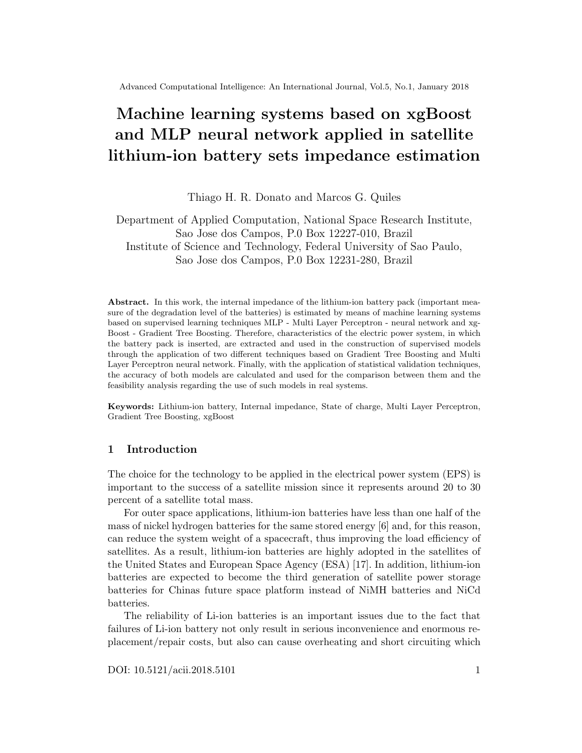# Machine learning systems based on xgBoost and MLP neural network applied in satellite lithium-ion battery sets impedance estimation

Thiago H. R. Donato and Marcos G. Quiles

Department of Applied Computation, National Space Research Institute, Sao Jose dos Campos, P.0 Box 12227-010, Brazil
Institute of Science and Technology, Federal University of Sao Paulo, Sao Jose dos Campos, P.0 Box 12231-280, Brazil

**Abstract.** In this work, the internal impedance of the lithium-ion battery pack (important measure of the degradation level of the batteries) is estimated by means of machine learning systems based on supervised learning techniques MLP - Multi Layer Perceptron - neural network and xgBoost - Gradient Tree Boosting. Therefore, characteristics of the electric power system, in which the battery pack is inserted, are extracted and used in the construction of supervised models through the application of two different techniques based on Gradient Tree Boosting and Multi Layer Perceptron neural network. Finally, with the application of statistical validation techniques, the accuracy of both models are calculated and used for the comparison between them and the feasibility analysis regarding the use of such models in real systems.

**Keywords:** Lithium-ion battery, Internal impedance, State of charge, Multi Layer Perceptron, Gradient Tree Boosting, xgBoost

## 1 Introduction

The choice for the technology to be applied in the electrical power system (EPS) is important to the success of a satellite mission since it represents around 20 to 30 percent of a satellite total mass.

For outer space applications, lithium-ion batteries have less than one half of the mass of nickel hydrogen batteries for the same stored energy [6] and, for this reason, can reduce the system weight of a spacecraft, thus improving the load efficiency of satellites. As a result, lithium-ion batteries are highly adopted in the satellites of the United States and European Space Agency (ESA) [17]. In addition, lithium-ion batteries are expected to become the third generation of satellite power storage batteries for Chinas future space platform instead of NiMH batteries and NiCd batteries.

The reliability of Li-ion batteries is an important issues due to the fact that failures of Li-ion battery not only result in serious inconvenience and enormous replacement/repair costs, but also can cause overheating and short circuiting which

DOI: 10.5121/acii.2018.5101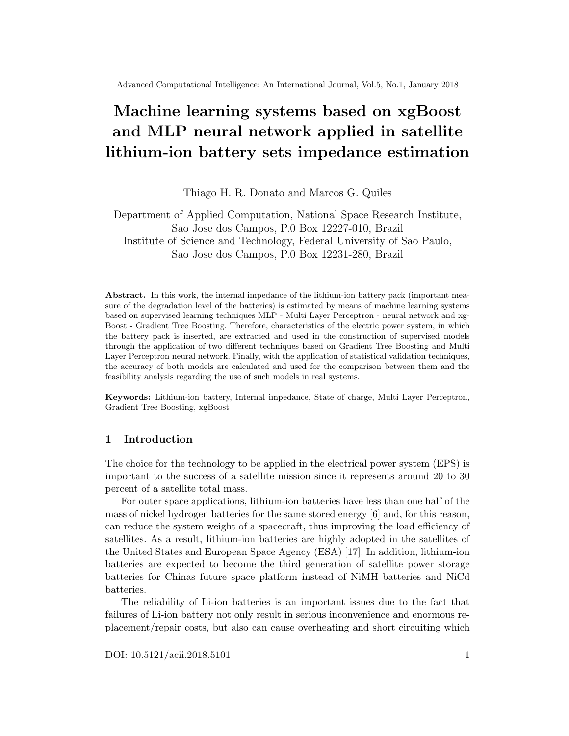# Machine learning systems based on xgBoost and MLP neural network applied in satellite lithium-ion battery sets impedance estimation

Thiago H. R. Donato and Marcos G. Quiles

Department of Applied Computation, National Space Research Institute,
Sao Jose dos Campos, P.0 Box 12227-010, Brazil
Institute of Science and Technology, Federal University of Sao Paulo,
Sao Jose dos Campos, P.0 Box 12231-280, Brazil

**Abstract.** In this work, the internal impedance of the lithium-ion battery pack (important measure of the degradation level of the batteries) is estimated by means of machine learning systems based on supervised learning techniques MLP - Multi Layer Perceptron - neural network and xg-Boost - Gradient Tree Boosting. Therefore, characteristics of the electric power system, in which the battery pack is inserted, are extracted and used in the construction of supervised models through the application of two different techniques based on Gradient Tree Boosting and Multi Layer Perceptron neural network. Finally, with the application of statistical validation techniques, the accuracy of both models are calculated and used for the comparison between them and the feasibility analysis regarding the use of such models in real systems.

**Keywords:** Lithium-ion battery, Internal impedance, State of charge, Multi Layer Perceptron, Gradient Tree Boosting, xgBoost

## 1 Introduction

The choice for the technology to be applied in the electrical power system (EPS) is important to the success of a satellite mission since it represents around 20 to 30 percent of a satellite total mass.

For outer space applications, lithium-ion batteries have less than one half of the mass of nickel hydrogen batteries for the same stored energy [6] and, for this reason, can reduce the system weight of a spacecraft, thus improving the load efficiency of satellites. As a result, lithium-ion batteries are highly adopted in the satellites of the United States and European Space Agency (ESA) [17]. In addition, lithium-ion batteries are expected to become the third generation of satellite power storage batteries for Chinas future space platform instead of NiMH batteries and NiCd batteries.

The reliability of Li-ion batteries is an important issues due to the fact that failures of Li-ion battery not only result in serious inconvenience and enormous replacement/repair costs, but also can cause overheating and short circuiting which

DOI: 10.5121/acii.2018.5101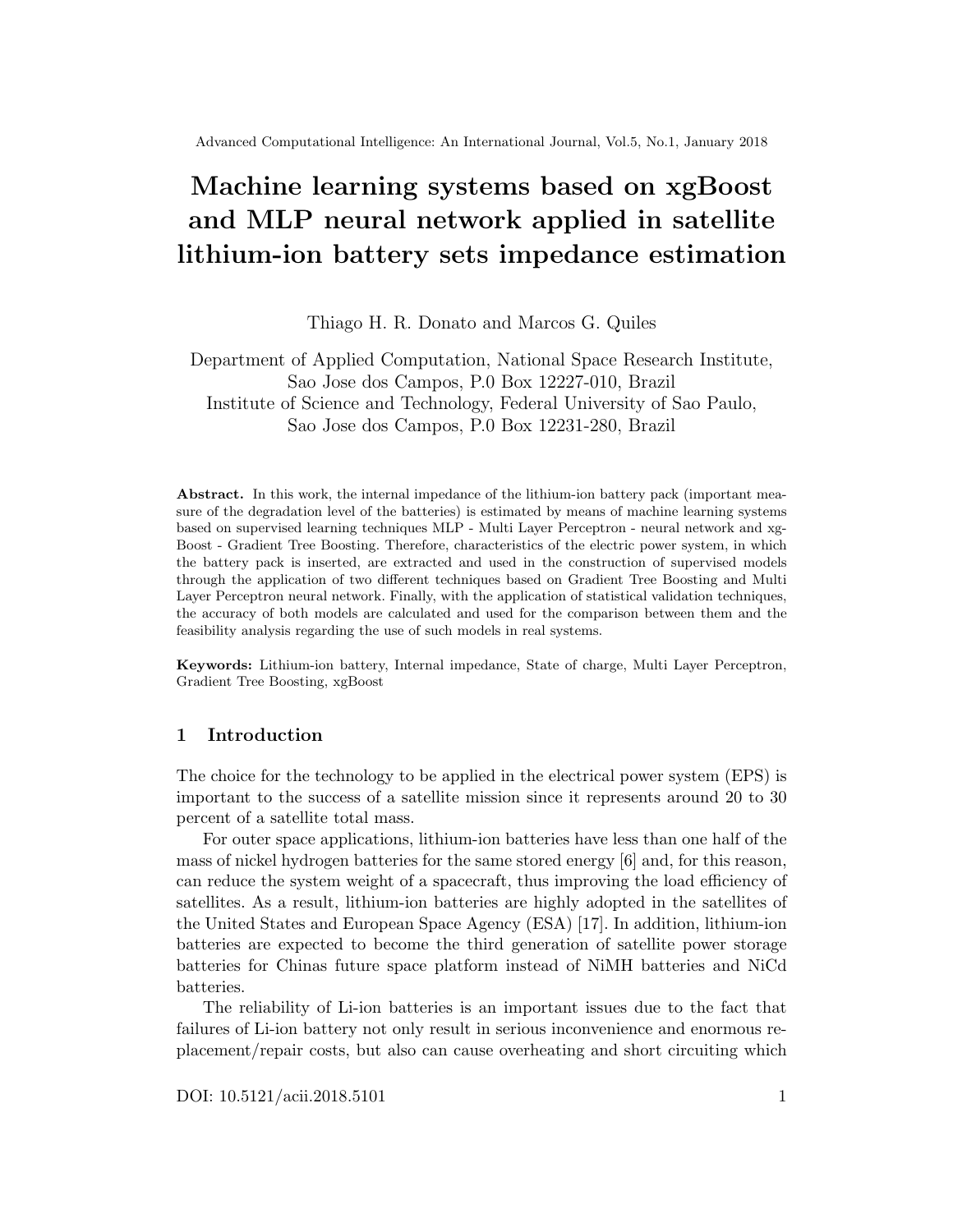# Machine learning systems based on xgBoost and MLP neural network applied in satellite lithium-ion battery sets impedance estimation

Thiago H. R. Donato and Marcos G. Quiles

Department of Applied Computation, National Space Research Institute,
Sao Jose dos Campos, P.0 Box 12227-010, Brazil
Institute of Science and Technology, Federal University of Sao Paulo,
Sao Jose dos Campos, P.0 Box 12231-280, Brazil

**Abstract.** In this work, the internal impedance of the lithium-ion battery pack (important measure of the degradation level of the batteries) is estimated by means of machine learning systems based on supervised learning techniques MLP - Multi Layer Perceptron - neural network and xgBoost - Gradient Tree Boosting. Therefore, characteristics of the electric power system, in which the battery pack is inserted, are extracted and used in the construction of supervised models through the application of two different techniques based on Gradient Tree Boosting and Multi Layer Perceptron neural network. Finally, with the application of statistical validation techniques, the accuracy of both models are calculated and used for the comparison between them and the feasibility analysis regarding the use of such models in real systems.

**Keywords:** Lithium-ion battery, Internal impedance, State of charge, Multi Layer Perceptron, Gradient Tree Boosting, xgBoost

## 1 Introduction

The choice for the technology to be applied in the electrical power system (EPS) is important to the success of a satellite mission since it represents around 20 to 30 percent of a satellite total mass.

For outer space applications, lithium-ion batteries have less than one half of the mass of nickel hydrogen batteries for the same stored energy [6] and, for this reason, can reduce the system weight of a spacecraft, thus improving the load efficiency of satellites. As a result, lithium-ion batteries are highly adopted in the satellites of the United States and European Space Agency (ESA) [17]. In addition, lithium-ion batteries are expected to become the third generation of satellite power storage batteries for Chinas future space platform instead of NiMH batteries and NiCd batteries.

The reliability of Li-ion batteries is an important issues due to the fact that failures of Li-ion battery not only result in serious inconvenience and enormous replacement/repair costs, but also can cause overheating and short circuiting which

DOI: 10.5121/acii.2018.5101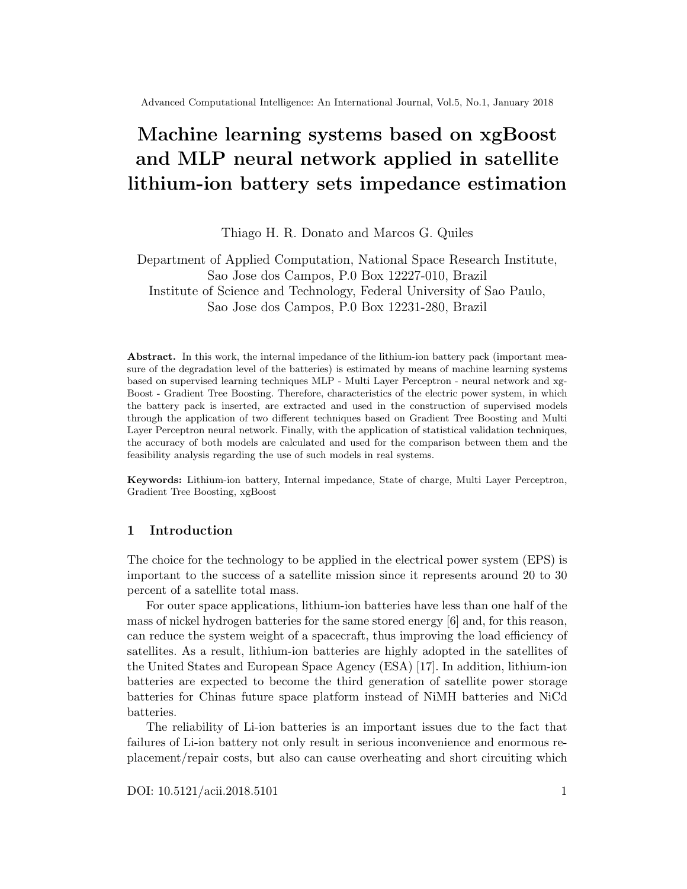# Machine learning systems based on xgBoost and MLP neural network applied in satellite lithium-ion battery sets impedance estimation

Thiago H. R. Donato and Marcos G. Quiles

Department of Applied Computation, National Space Research Institute,
Sao Jose dos Campos, P.0 Box 12227-010, Brazil
Institute of Science and Technology, Federal University of Sao Paulo,
Sao Jose dos Campos, P.0 Box 12231-280, Brazil

**Abstract.** In this work, the internal impedance of the lithium-ion battery pack (important measure of the degradation level of the batteries) is estimated by means of machine learning systems based on supervised learning techniques MLP - Multi Layer Perceptron - neural network and xgBoost - Gradient Tree Boosting. Therefore, characteristics of the electric power system, in which the battery pack is inserted, are extracted and used in the construction of supervised models through the application of two different techniques based on Gradient Tree Boosting and Multi Layer Perceptron neural network. Finally, with the application of statistical validation techniques, the accuracy of both models are calculated and used for the comparison between them and the feasibility analysis regarding the use of such models in real systems.

**Keywords:** Lithium-ion battery, Internal impedance, State of charge, Multi Layer Perceptron, Gradient Tree Boosting, xgBoost

## 1 Introduction

The choice for the technology to be applied in the electrical power system (EPS) is important to the success of a satellite mission since it represents around 20 to 30 percent of a satellite total mass.

For outer space applications, lithium-ion batteries have less than one half of the mass of nickel hydrogen batteries for the same stored energy [6] and, for this reason, can reduce the system weight of a spacecraft, thus improving the load efficiency of satellites. As a result, lithium-ion batteries are highly adopted in the satellites of the United States and European Space Agency (ESA) [17]. In addition, lithium-ion batteries are expected to become the third generation of satellite power storage batteries for Chinas future space platform instead of NiMH batteries and NiCd batteries.

The reliability of Li-ion batteries is an important issues due to the fact that failures of Li-ion battery not only result in serious inconvenience and enormous replacement/repair costs, but also can cause overheating and short circuiting which

DOI: 10.5121/acii.2018.5101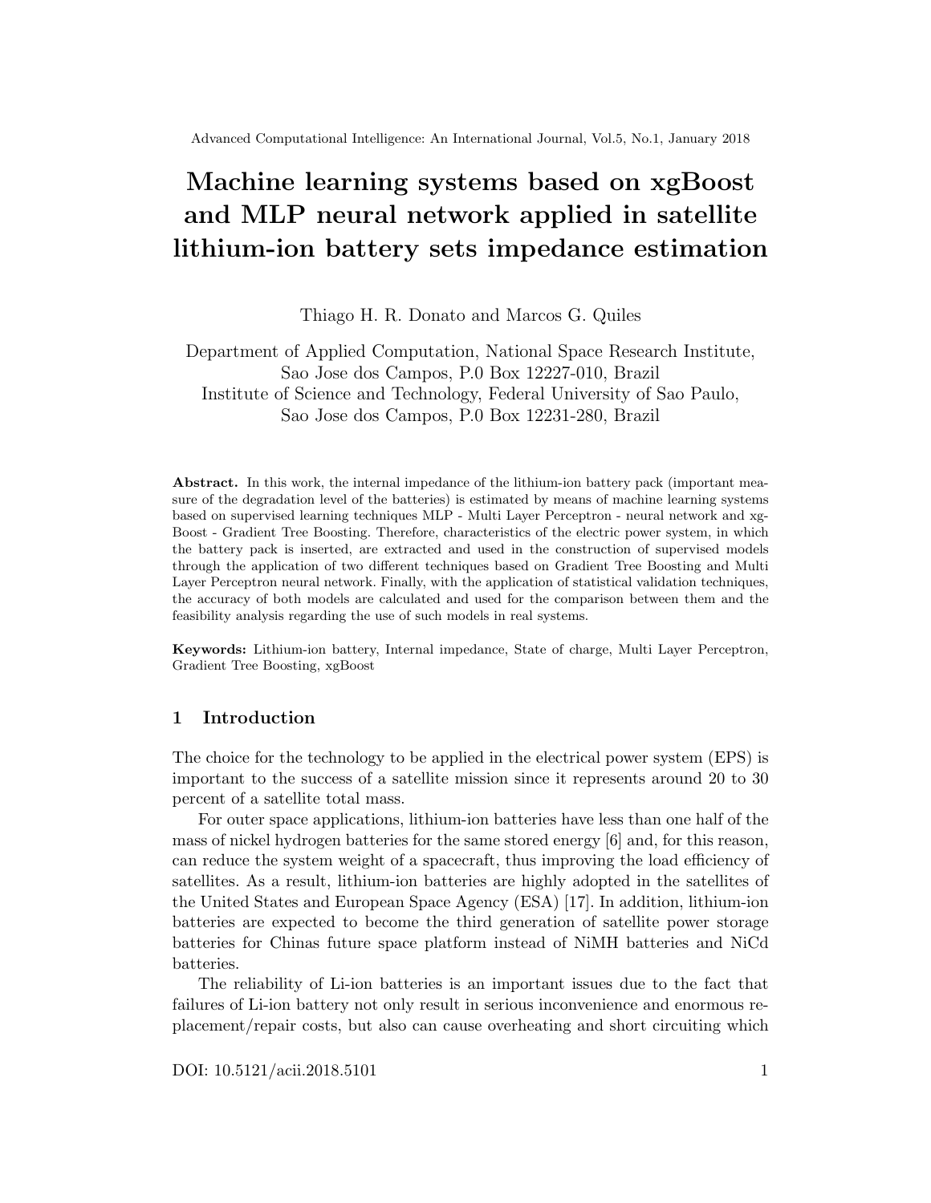# Machine learning systems based on xgBoost and MLP neural network applied in satellite lithium-ion battery sets impedance estimation

Thiago H. R. Donato and Marcos G. Quiles

Department of Applied Computation, National Space Research Institute, Sao Jose dos Campos, P.0 Box 12227-010, Brazil
Institute of Science and Technology, Federal University of Sao Paulo, Sao Jose dos Campos, P.0 Box 12231-280, Brazil

**Abstract.** In this work, the internal impedance of the lithium-ion battery pack (important measure of the degradation level of the batteries) is estimated by means of machine learning systems based on supervised learning techniques MLP - Multi Layer Perceptron - neural network and xgBoost - Gradient Tree Boosting. Therefore, characteristics of the electric power system, in which the battery pack is inserted, are extracted and used in the construction of supervised models through the application of two different techniques based on Gradient Tree Boosting and Multi Layer Perceptron neural network. Finally, with the application of statistical validation techniques, the accuracy of both models are calculated and used for the comparison between them and the feasibility analysis regarding the use of such models in real systems.

**Keywords:** Lithium-ion battery, Internal impedance, State of charge, Multi Layer Perceptron, Gradient Tree Boosting, xgBoost

## 1 Introduction

The choice for the technology to be applied in the electrical power system (EPS) is important to the success of a satellite mission since it represents around 20 to 30 percent of a satellite total mass.

For outer space applications, lithium-ion batteries have less than one half of the mass of nickel hydrogen batteries for the same stored energy [6] and, for this reason, can reduce the system weight of a spacecraft, thus improving the load efficiency of satellites. As a result, lithium-ion batteries are highly adopted in the satellites of the United States and European Space Agency (ESA) [17]. In addition, lithium-ion batteries are expected to become the third generation of satellite power storage batteries for Chinas future space platform instead of NiMH batteries and NiCd batteries.

The reliability of Li-ion batteries is an important issues due to the fact that failures of Li-ion battery not only result in serious inconvenience and enormous replacement/repair costs, but also can cause overheating and short circuiting which

DOI: 10.5121/acii.2018.5101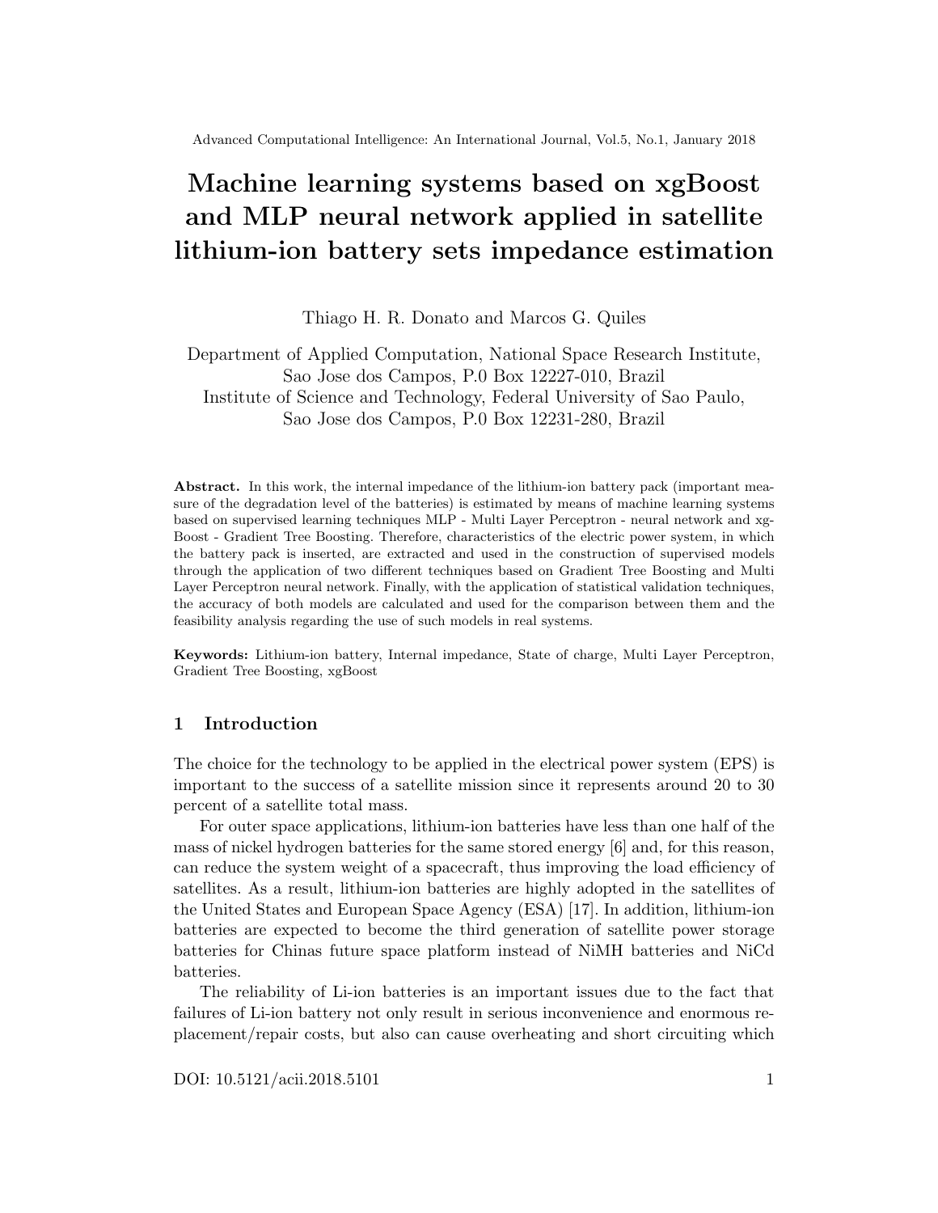# Machine learning systems based on xgBoost and MLP neural network applied in satellite lithium-ion battery sets impedance estimation

Thiago H. R. Donato and Marcos G. Quiles

Department of Applied Computation, National Space Research Institute, Sao Jose dos Campos, P.0 Box 12227-010, Brazil
Institute of Science and Technology, Federal University of Sao Paulo, Sao Jose dos Campos, P.0 Box 12231-280, Brazil

**Abstract.** In this work, the internal impedance of the lithium-ion battery pack (important measure of the degradation level of the batteries) is estimated by means of machine learning systems based on supervised learning techniques MLP - Multi Layer Perceptron - neural network and xgBoost - Gradient Tree Boosting. Therefore, characteristics of the electric power system, in which the battery pack is inserted, are extracted and used in the construction of supervised models through the application of two different techniques based on Gradient Tree Boosting and Multi Layer Perceptron neural network. Finally, with the application of statistical validation techniques, the accuracy of both models are calculated and used for the comparison between them and the feasibility analysis regarding the use of such models in real systems.

**Keywords:** Lithium-ion battery, Internal impedance, State of charge, Multi Layer Perceptron, Gradient Tree Boosting, xgBoost

## 1 Introduction

The choice for the technology to be applied in the electrical power system (EPS) is important to the success of a satellite mission since it represents around 20 to 30 percent of a satellite total mass.

For outer space applications, lithium-ion batteries have less than one half of the mass of nickel hydrogen batteries for the same stored energy [6] and, for this reason, can reduce the system weight of a spacecraft, thus improving the load efficiency of satellites. As a result, lithium-ion batteries are highly adopted in the satellites of the United States and European Space Agency (ESA) [17]. In addition, lithium-ion batteries are expected to become the third generation of satellite power storage batteries for Chinas future space platform instead of NiMH batteries and NiCd batteries.

The reliability of Li-ion batteries is an important issues due to the fact that failures of Li-ion battery not only result in serious inconvenience and enormous replacement/repair costs, but also can cause overheating and short circuiting which

DOI: 10.5121/acii.2018.5101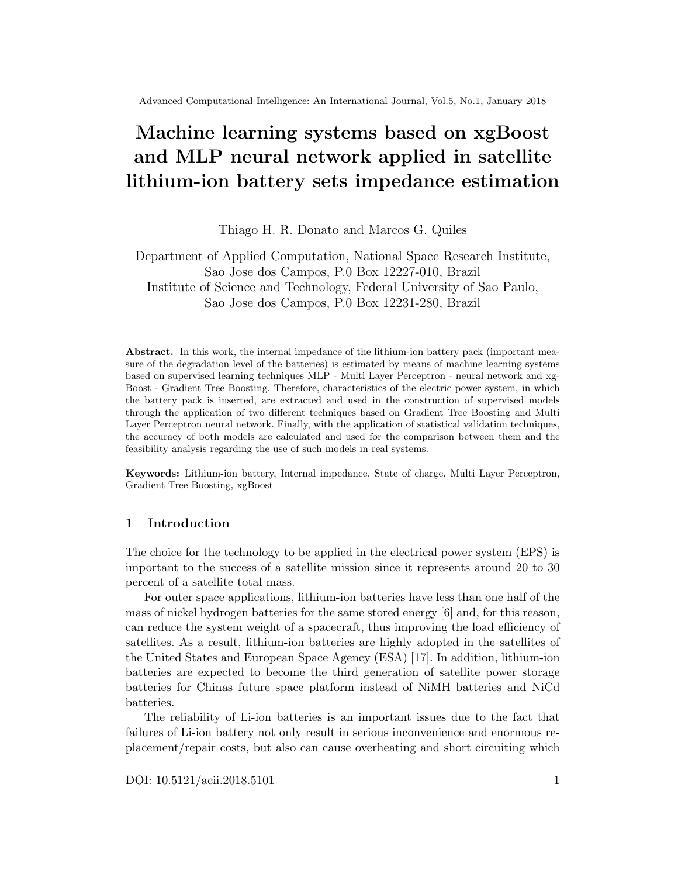# Machine learning systems based on xgBoost and MLP neural network applied in satellite lithium-ion battery sets impedance estimation

Thiago H. R. Donato and Marcos G. Quiles

Department of Applied Computation, National Space Research Institute, Sao Jose dos Campos, P.0 Box 12227-010, Brazil
Institute of Science and Technology, Federal University of Sao Paulo, Sao Jose dos Campos, P.0 Box 12231-280, Brazil

**Abstract.** In this work, the internal impedance of the lithium-ion battery pack (important measure of the degradation level of the batteries) is estimated by means of machine learning systems based on supervised learning techniques MLP - Multi Layer Perceptron - neural network and xgBoost - Gradient Tree Boosting. Therefore, characteristics of the electric power system, in which the battery pack is inserted, are extracted and used in the construction of supervised models through the application of two different techniques based on Gradient Tree Boosting and Multi Layer Perceptron neural network. Finally, with the application of statistical validation techniques, the accuracy of both models are calculated and used for the comparison between them and the feasibility analysis regarding the use of such models in real systems.

**Keywords:** Lithium-ion battery, Internal impedance, State of charge, Multi Layer Perceptron, Gradient Tree Boosting, xgBoost

## 1 Introduction

The choice for the technology to be applied in the electrical power system (EPS) is important to the success of a satellite mission since it represents around 20 to 30 percent of a satellite total mass.

For outer space applications, lithium-ion batteries have less than one half of the mass of nickel hydrogen batteries for the same stored energy [6] and, for this reason, can reduce the system weight of a spacecraft, thus improving the load efficiency of satellites. As a result, lithium-ion batteries are highly adopted in the satellites of the United States and European Space Agency (ESA) [17]. In addition, lithium-ion batteries are expected to become the third generation of satellite power storage batteries for Chinas future space platform instead of NiMH batteries and NiCd batteries.

The reliability of Li-ion batteries is an important issues due to the fact that failures of Li-ion battery not only result in serious inconvenience and enormous replacement/repair costs, but also can cause overheating and short circuiting which

DOI: 10.5121/acii.2018.5101